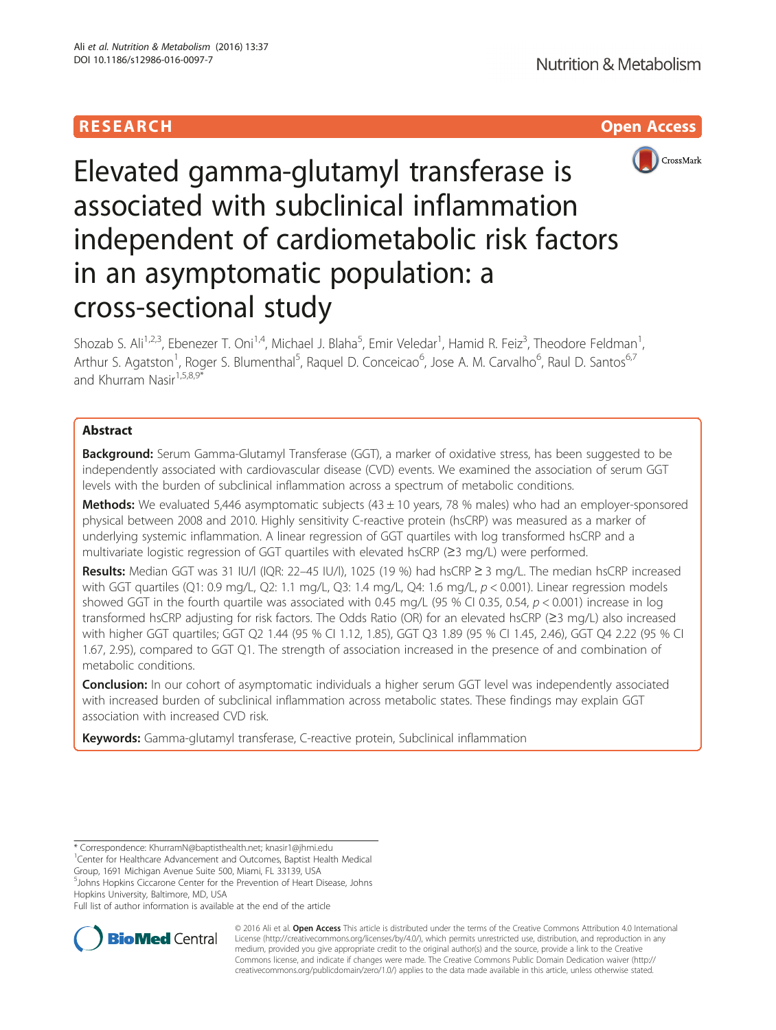RESEARCH

Open Access

# Elevated gamma-glutamyl transferase is associated with subclinical inflammation independent of cardiometabolic risk factors in an asymptomatic population: a cross-sectional study

Shozab S. Ali[1,2,3], Ebenezer T. Oni[1,4], Michael J. Blaha[5], Emir Veledar[1], Hamid R. Feiz[3], Theodore Feldman[1], Arthur S. Agatston[1], Roger S. Blumenthal[5], Raquel D. Conceicao[6], Jose A. M. Carvalho[6], Raul D. Santos[6,7] and Khurram Nasir[1,5,8,9*]

## Abstract

**Background:** Serum Gamma-Glutamyl Transferase (GGT), a marker of oxidative stress, has been suggested to be independently associated with cardiovascular disease (CVD) events. We examined the association of serum GGT levels with the burden of subclinical inflammation across a spectrum of metabolic conditions.

**Methods:** We evaluated 5,446 asymptomatic subjects (43 ± 10 years, 78 % males) who had an employer-sponsored physical between 2008 and 2010. Highly sensitivity C-reactive protein (hsCRP) was measured as a marker of underlying systemic inflammation. A linear regression of GGT quartiles with log transformed hsCRP and a multivariate logistic regression of GGT quartiles with elevated hsCRP (≥3 mg/L) were performed.

**Results:** Median GGT was 31 IU/l (IQR: 22–45 IU/l), 1025 (19 %) had hsCRP ≥ 3 mg/L. The median hsCRP increased with GGT quartiles (Q1: 0.9 mg/L, Q2: 1.1 mg/L, Q3: 1.4 mg/L, Q4: 1.6 mg/L, $p < 0.001$). Linear regression models showed GGT in the fourth quartile was associated with 0.45 mg/L (95 % CI 0.35, 0.54, $p < 0.001$) increase in log transformed hsCRP adjusting for risk factors. The Odds Ratio (OR) for an elevated hsCRP (≥3 mg/L) also increased with higher GGT quartiles; GGT Q2 1.44 (95 % CI 1.12, 1.85), GGT Q3 1.89 (95 % CI 1.45, 2.46), GGT Q4 2.22 (95 % CI 1.67, 2.95), compared to GGT Q1. The strength of association increased in the presence of and combination of metabolic conditions.

**Conclusion:** In our cohort of asymptomatic individuals a higher serum GGT level was independently associated with increased burden of subclinical inflammation across metabolic states. These findings may explain GGT association with increased CVD risk.

**Keywords:** Gamma-glutamyl transferase, C-reactive protein, Subclinical inflammation

---

\* Correspondence: KhurramN@baptisthealth.net; knasir1@jhmi.edu

[1]Center for Healthcare Advancement and Outcomes, Baptist Health Medical Group, 1691 Michigan Avenue Suite 500, Miami, FL 33139, USA

[5]Johns Hopkins Ciccarone Center for the Prevention of Heart Disease, Johns Hopkins University, Baltimore, MD, USA

Full list of author information is available at the end of the article

© 2016 Ali et al. **Open Access** This article is distributed under the terms of the Creative Commons Attribution 4.0 International License (http://creativecommons.org/licenses/by/4.0/), which permits unrestricted use, distribution, and reproduction in any medium, provided you give appropriate credit to the original author(s) and the source, provide a link to the Creative Commons license, and indicate if changes were made. The Creative Commons Public Domain Dedication waiver (http://creativecommons.org/publicdomain/zero/1.0/) applies to the data made available in this article, unless otherwise stated.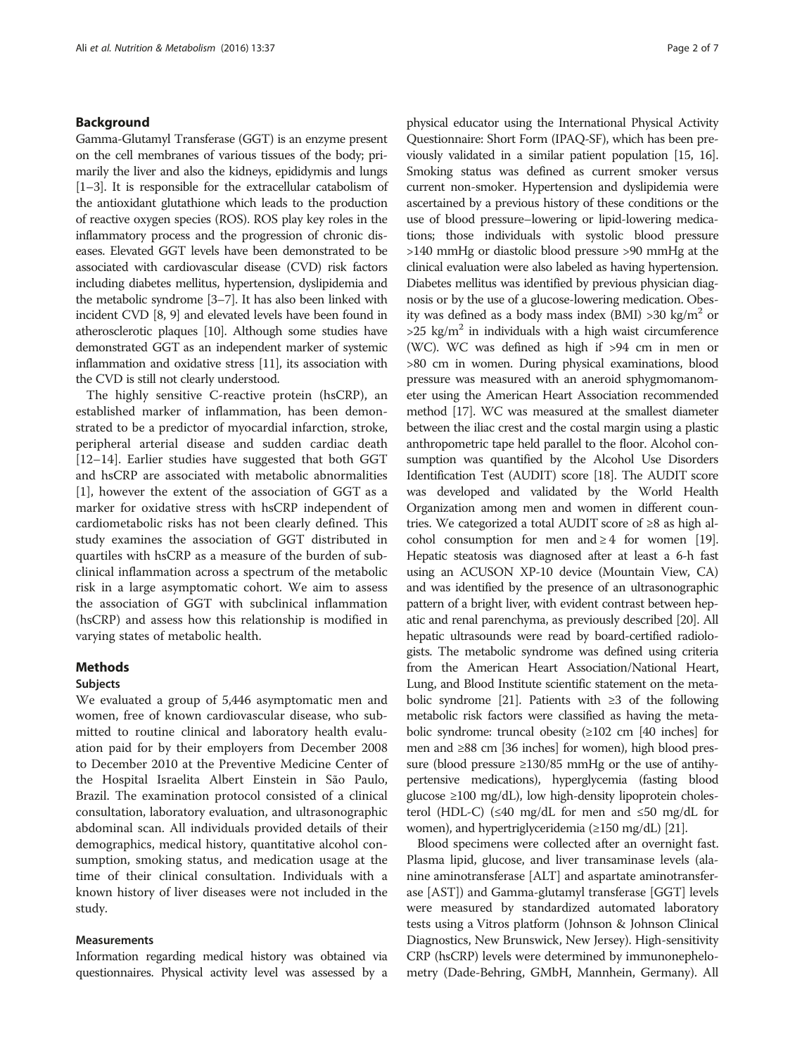## Background

Gamma-Glutamyl Transferase (GGT) is an enzyme present on the cell membranes of various tissues of the body; primarily the liver and also the kidneys, epididymis and lungs [1–3]. It is responsible for the extracellular catabolism of the antioxidant glutathione which leads to the production of reactive oxygen species (ROS). ROS play key roles in the inflammatory process and the progression of chronic diseases. Elevated GGT levels have been demonstrated to be associated with cardiovascular disease (CVD) risk factors including diabetes mellitus, hypertension, dyslipidemia and the metabolic syndrome [3–7]. It has also been linked with incident CVD [8, 9] and elevated levels have been found in atherosclerotic plaques [10]. Although some studies have demonstrated GGT as an independent marker of systemic inflammation and oxidative stress [11], its association with the CVD is still not clearly understood.

The highly sensitive C-reactive protein (hsCRP), an established marker of inflammation, has been demonstrated to be a predictor of myocardial infarction, stroke, peripheral arterial disease and sudden cardiac death [12–14]. Earlier studies have suggested that both GGT and hsCRP are associated with metabolic abnormalities [1], however the extent of the association of GGT as a marker for oxidative stress with hsCRP independent of cardiometabolic risks has not been clearly defined. This study examines the association of GGT distributed in quartiles with hsCRP as a measure of the burden of subclinical inflammation across a spectrum of the metabolic risk in a large asymptomatic cohort. We aim to assess the association of GGT with subclinical inflammation (hsCRP) and assess how this relationship is modified in varying states of metabolic health.

## Methods

### Subjects

We evaluated a group of 5,446 asymptomatic men and women, free of known cardiovascular disease, who submitted to routine clinical and laboratory health evaluation paid for by their employers from December 2008 to December 2010 at the Preventive Medicine Center of the Hospital Israelita Albert Einstein in São Paulo, Brazil. The examination protocol consisted of a clinical consultation, laboratory evaluation, and ultrasonographic abdominal scan. All individuals provided details of their demographics, medical history, quantitative alcohol consumption, smoking status, and medication usage at the time of their clinical consultation. Individuals with a known history of liver diseases were not included in the study.

### Measurements

Information regarding medical history was obtained via questionnaires. Physical activity level was assessed by a physical educator using the International Physical Activity Questionnaire: Short Form (IPAQ-SF), which has been previously validated in a similar patient population [15, 16]. Smoking status was defined as current smoker versus current non-smoker. Hypertension and dyslipidemia were ascertained by a previous history of these conditions or the use of blood pressure–lowering or lipid-lowering medications; those individuals with systolic blood pressure >140 mmHg or diastolic blood pressure >90 mmHg at the clinical evaluation were also labeled as having hypertension. Diabetes mellitus was identified by previous physician diagnosis or by the use of a glucose-lowering medication. Obesity was defined as a body mass index (BMI) >30 kg/m$^2$ or >25 kg/m$^2$ in individuals with a high waist circumference (WC). WC was defined as high if >94 cm in men or >80 cm in women. During physical examinations, blood pressure was measured with an aneroid sphygmomanometer using the American Heart Association recommended method [17]. WC was measured at the smallest diameter between the iliac crest and the costal margin using a plastic anthropometric tape held parallel to the floor. Alcohol consumption was quantified by the Alcohol Use Disorders Identification Test (AUDIT) score [18]. The AUDIT score was developed and validated by the World Health Organization among men and women in different countries. We categorized a total AUDIT score of ≥8 as high alcohol consumption for men and ≥ 4 for women [19]. Hepatic steatosis was diagnosed after at least a 6-h fast using an ACUSON XP-10 device (Mountain View, CA) and was identified by the presence of an ultrasonographic pattern of a bright liver, with evident contrast between hepatic and renal parenchyma, as previously described [20]. All hepatic ultrasounds were read by board-certified radiologists. The metabolic syndrome was defined using criteria from the American Heart Association/National Heart, Lung, and Blood Institute scientific statement on the metabolic syndrome [21]. Patients with ≥3 of the following metabolic risk factors were classified as having the metabolic syndrome: truncal obesity (≥102 cm [40 inches] for men and ≥88 cm [36 inches] for women), high blood pressure (blood pressure ≥130/85 mmHg or the use of antihypertensive medications), hyperglycemia (fasting blood glucose ≥100 mg/dL), low high-density lipoprotein cholesterol (HDL-C) (≤40 mg/dL for men and ≤50 mg/dL for women), and hypertriglyceridemia (≥150 mg/dL) [21].

Blood specimens were collected after an overnight fast. Plasma lipid, glucose, and liver transaminase levels (alanine aminotransferase [ALT] and aspartate aminotransferase [AST]) and Gamma-glutamyl transferase [GGT] levels were measured by standardized automated laboratory tests using a Vitros platform (Johnson & Johnson Clinical Diagnostics, New Brunswick, New Jersey). High-sensitivity CRP (hsCRP) levels were determined by immunonephelometry (Dade-Behring, GMbH, Mannhein, Germany). All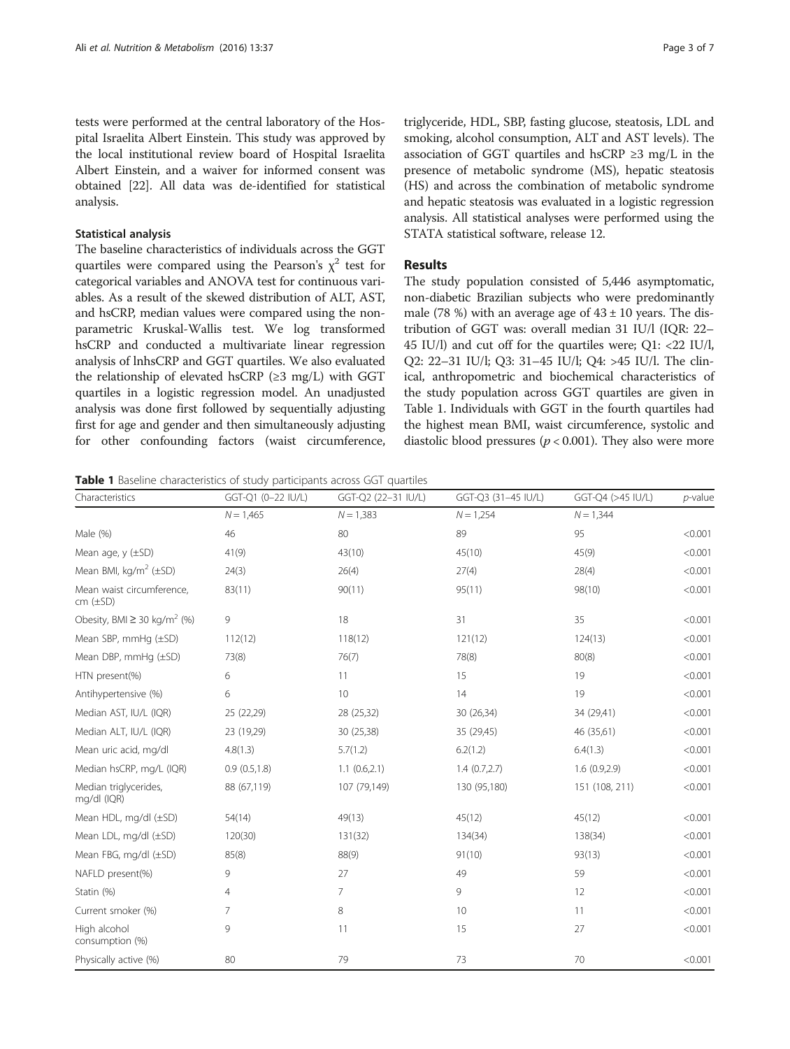tests were performed at the central laboratory of the Hospital Israelita Albert Einstein. This study was approved by the local institutional review board of Hospital Israelita Albert Einstein, and a waiver for informed consent was obtained [22]. All data was de-identified for statistical analysis.

### Statistical analysis

The baseline characteristics of individuals across the GGT quartiles were compared using the Pearson's $\chi^2$ test for categorical variables and ANOVA test for continuous variables. As a result of the skewed distribution of ALT, AST, and hsCRP, median values were compared using the nonparametric Kruskal-Wallis test. We log transformed hsCRP and conducted a multivariate linear regression analysis of lnhsCRP and GGT quartiles. We also evaluated the relationship of elevated hsCRP (≥3 mg/L) with GGT quartiles in a logistic regression model. An unadjusted analysis was done first followed by sequentially adjusting first for age and gender and then simultaneously adjusting for other confounding factors (waist circumference, triglyceride, HDL, SBP, fasting glucose, steatosis, LDL and smoking, alcohol consumption, ALT and AST levels). The association of GGT quartiles and hsCRP ≥3 mg/L in the presence of metabolic syndrome (MS), hepatic steatosis (HS) and across the combination of metabolic syndrome and hepatic steatosis was evaluated in a logistic regression analysis. All statistical analyses were performed using the STATA statistical software, release 12.

## Results

The study population consisted of 5,446 asymptomatic, non-diabetic Brazilian subjects who were predominantly male (78 %) with an average age of 43 ± 10 years. The distribution of GGT was: overall median 31 IU/l (IQR: 22–45 IU/l) and cut off for the quartiles were; Q1: <22 IU/l, Q2: 22–31 IU/l; Q3: 31–45 IU/l; Q4: >45 IU/l. The clinical, anthropometric and biochemical characteristics of the study population across GGT quartiles are given in Table 1. Individuals with GGT in the fourth quartiles had the highest mean BMI, waist circumference, systolic and diastolic blood pressures ($p < 0.001$). They also were more

**Table 1** Baseline characteristics of study participants across GGT quartiles

| Characteristics | GGT-Q1 (0–22 IU/L) | GGT-Q2 (22–31 IU/L) | GGT-Q3 (31–45 IU/L) | GGT-Q4 (>45 IU/L) | *p*-value |
|---|---|---|---|---|---|
| | N = 1,465 | N = 1,383 | N = 1,254 | N = 1,344 | |
| Male (%) | 46 | 80 | 89 | 95 | <0.001 |
| Mean age, y (±SD) | 41(9) | 43(10) | 45(10) | 45(9) | <0.001 |
| Mean BMI, kg/m$^2$ (±SD) | 24(3) | 26(4) | 27(4) | 28(4) | <0.001 |
| Mean waist circumference, cm (±SD) | 83(11) | 90(11) | 95(11) | 98(10) | <0.001 |
| Obesity, BMI ≥ 30 kg/m$^2$ (%) | 9 | 18 | 31 | 35 | <0.001 |
| Mean SBP, mmHg (±SD) | 112(12) | 118(12) | 121(12) | 124(13) | <0.001 |
| Mean DBP, mmHg (±SD) | 73(8) | 76(7) | 78(8) | 80(8) | <0.001 |
| HTN present(%) | 6 | 11 | 15 | 19 | <0.001 |
| Antihypertensive (%) | 6 | 10 | 14 | 19 | <0.001 |
| Median AST, IU/L (IQR) | 25 (22,29) | 28 (25,32) | 30 (26,34) | 34 (29,41) | <0.001 |
| Median ALT, IU/L (IQR) | 23 (19,29) | 30 (25,38) | 35 (29,45) | 46 (35,61) | <0.001 |
| Mean uric acid, mg/dl | 4.8(1.3) | 5.7(1.2) | 6.2(1.2) | 6.4(1.3) | <0.001 |
| Median hsCRP, mg/L (IQR) | 0.9 (0.5,1.8) | 1.1 (0.6,2.1) | 1.4 (0.7,2.7) | 1.6 (0.9,2.9) | <0.001 |
| Median triglycerides, mg/dl (IQR) | 88 (67,119) | 107 (79,149) | 130 (95,180) | 151 (108, 211) | <0.001 |
| Mean HDL, mg/dl (±SD) | 54(14) | 49(13) | 45(12) | 45(12) | <0.001 |
| Mean LDL, mg/dl (±SD) | 120(30) | 131(32) | 134(34) | 138(34) | <0.001 |
| Mean FBG, mg/dl (±SD) | 85(8) | 88(9) | 91(10) | 93(13) | <0.001 |
| NAFLD present(%) | 9 | 27 | 49 | 59 | <0.001 |
| Statin (%) | 4 | 7 | 9 | 12 | <0.001 |
| Current smoker (%) | 7 | 8 | 10 | 11 | <0.001 |
| High alcohol consumption (%) | 9 | 11 | 15 | 27 | <0.001 |
| Physically active (%) | 80 | 79 | 73 | 70 | <0.001 |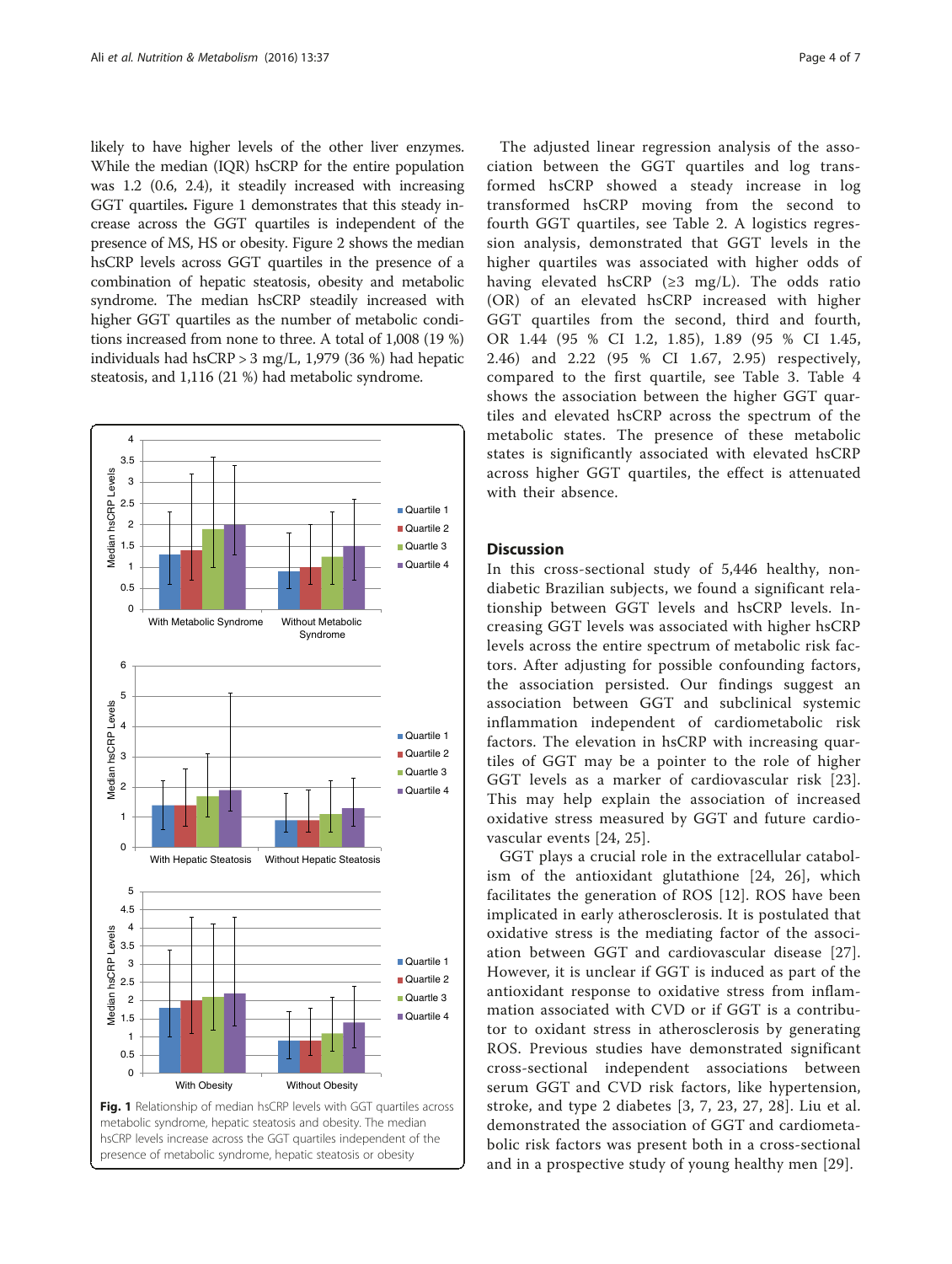likely to have higher levels of the other liver enzymes. While the median (IQR) hsCRP for the entire population was 1.2 (0.6, 2.4), it steadily increased with increasing GGT quartiles. Figure 1 demonstrates that this steady increase across the GGT quartiles is independent of the presence of MS, HS or obesity. Figure 2 shows the median hsCRP levels across GGT quartiles in the presence of a combination of hepatic steatosis, obesity and metabolic syndrome. The median hsCRP steadily increased with higher GGT quartiles as the number of metabolic conditions increased from none to three. A total of 1,008 (19 %) individuals had hsCRP > 3 mg/L, 1,979 (36 %) had hepatic steatosis, and 1,116 (21 %) had metabolic syndrome.

**Fig. 1** Relationship of median hsCRP levels with GGT quartiles across metabolic syndrome, hepatic steatosis and obesity. The median hsCRP levels increase across the GGT quartiles independent of the presence of metabolic syndrome, hepatic steatosis or obesity

The adjusted linear regression analysis of the association between the GGT quartiles and log transformed hsCRP showed a steady increase in log transformed hsCRP moving from the second to fourth GGT quartiles, see Table 2. A logistics regression analysis, demonstrated that GGT levels in the higher quartiles was associated with higher odds of having elevated hsCRP (≥3 mg/L). The odds ratio (OR) of an elevated hsCRP increased with higher GGT quartiles from the second, third and fourth, OR 1.44 (95 % CI 1.2, 1.85), 1.89 (95 % CI 1.45, 2.46) and 2.22 (95 % CI 1.67, 2.95) respectively, compared to the first quartile, see Table 3. Table 4 shows the association between the higher GGT quartiles and elevated hsCRP across the spectrum of the metabolic states. The presence of these metabolic states is significantly associated with elevated hsCRP across higher GGT quartiles, the effect is attenuated with their absence.

## Discussion

In this cross-sectional study of 5,446 healthy, non-diabetic Brazilian subjects, we found a significant relationship between GGT levels and hsCRP levels. Increasing GGT levels was associated with higher hsCRP levels across the entire spectrum of metabolic risk factors. After adjusting for possible confounding factors, the association persisted. Our findings suggest an association between GGT and subclinical systemic inflammation independent of cardiometabolic risk factors. The elevation in hsCRP with increasing quartiles of GGT may be a pointer to the role of higher GGT levels as a marker of cardiovascular risk [23]. This may help explain the association of increased oxidative stress measured by GGT and future cardiovascular events [24, 25].

GGT plays a crucial role in the extracellular catabolism of the antioxidant glutathione [24, 26], which facilitates the generation of ROS [12]. ROS have been implicated in early atherosclerosis. It is postulated that oxidative stress is the mediating factor of the association between GGT and cardiovascular disease [27]. However, it is unclear if GGT is induced as part of the antioxidant response to oxidative stress from inflammation associated with CVD or if GGT is a contributor to oxidant stress in atherosclerosis by generating ROS. Previous studies have demonstrated significant cross-sectional independent associations between serum GGT and CVD risk factors, like hypertension, stroke, and type 2 diabetes [3, 7, 23, 27, 28]. Liu et al. demonstrated the association of GGT and cardiometabolic risk factors was present both in a cross-sectional and in a prospective study of young healthy men [29].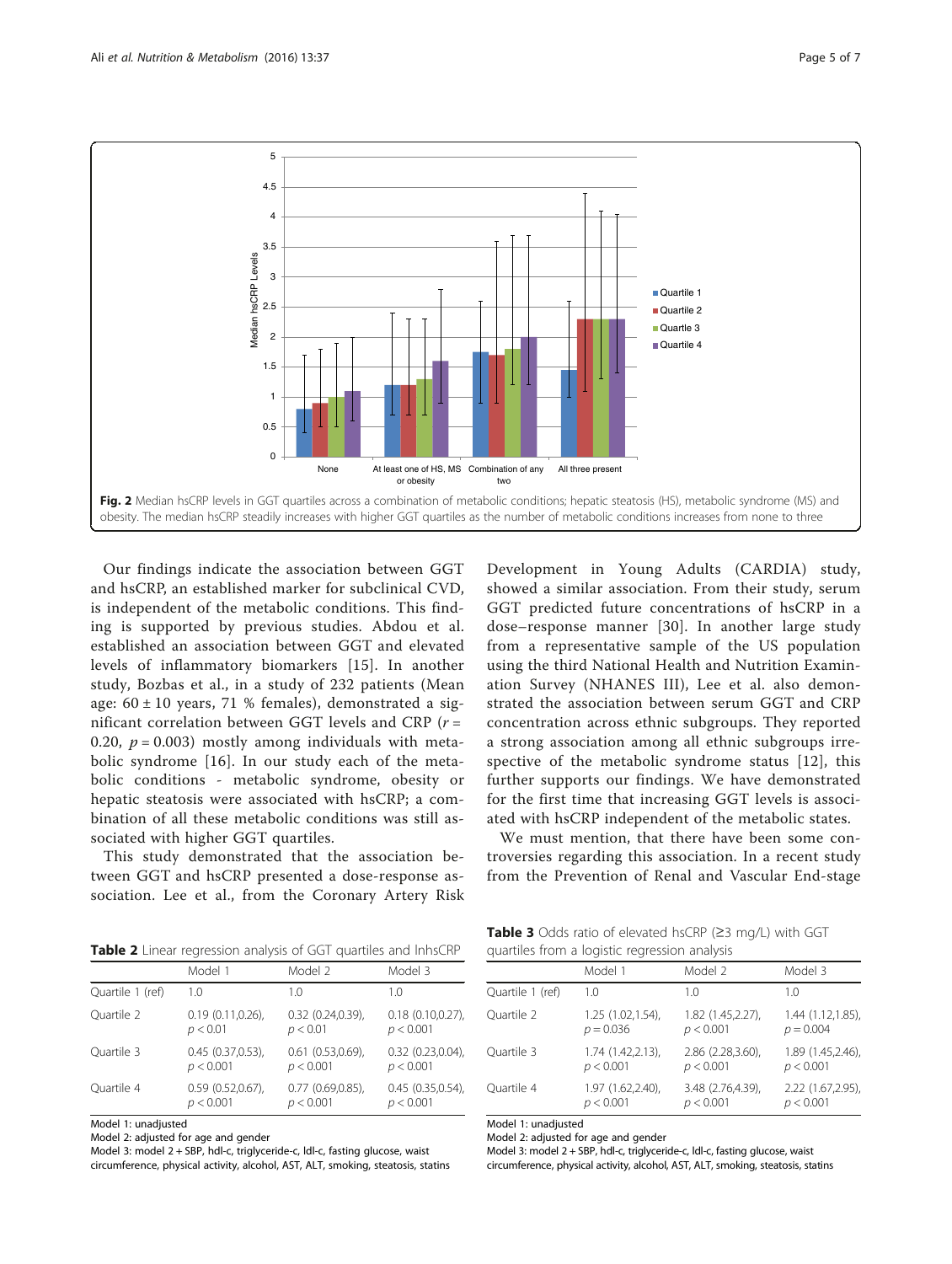Fig. 2 Median hsCRP levels in GGT quartiles across a combination of metabolic conditions; hepatic steatosis (HS), metabolic syndrome (MS) and obesity. The median hsCRP steadily increases with higher GGT quartiles as the number of metabolic conditions increases from none to three

Our findings indicate the association between GGT and hsCRP, an established marker for subclinical CVD, is independent of the metabolic conditions. This finding is supported by previous studies. Abdou et al. established an association between GGT and elevated levels of inflammatory biomarkers [15]. In another study, Bozbas et al., in a study of 232 patients (Mean age: 60 ± 10 years, 71 % females), demonstrated a significant correlation between GGT levels and CRP ($r = 0.20$, $p = 0.003$) mostly among individuals with metabolic syndrome [16]. In our study each of the metabolic conditions - metabolic syndrome, obesity or hepatic steatosis were associated with hsCRP; a combination of all these metabolic conditions was still associated with higher GGT quartiles.

This study demonstrated that the association between GGT and hsCRP presented a dose-response association. Lee et al., from the Coronary Artery Risk Development in Young Adults (CARDIA) study, showed a similar association. From their study, serum GGT predicted future concentrations of hsCRP in a dose–response manner [30]. In another large study from a representative sample of the US population using the third National Health and Nutrition Examination Survey (NHANES III), Lee et al. also demonstrated the association between serum GGT and CRP concentration across ethnic subgroups. They reported a strong association among all ethnic subgroups irrespective of the metabolic syndrome status [12], this further supports our findings. We have demonstrated for the first time that increasing GGT levels is associated with hsCRP independent of the metabolic states.

We must mention, that there have been some controversies regarding this association. In a recent study from the Prevention of Renal and Vascular End-stage

**Table 2** Linear regression analysis of GGT quartiles and lnhsCRP

| | Model 1 | Model 2 | Model 3 |
|---|---|---|---|
| Quartile 1 (ref) | 1.0 | 1.0 | 1.0 |
| Quartile 2 | 0.19 (0.11,0.26), $p < 0.01$ | 0.32 (0.24,0.39), $p < 0.01$ | 0.18 (0.10,0.27), $p < 0.001$ |
| Quartile 3 | 0.45 (0.37,0.53), $p < 0.001$ | 0.61 (0.53,0.69), $p < 0.001$ | 0.32 (0.23,0.04), $p < 0.001$ |
| Quartile 4 | 0.59 (0.52,0.67), $p < 0.001$ | 0.77 (0.69,0.85), $p < 0.001$ | 0.45 (0.35,0.54), $p < 0.001$ |

Model 1: unadjusted

Model 2: adjusted for age and gender

Model 3: model 2 + SBP, hdl-c, triglyceride-c, ldl-c, fasting glucose, waist circumference, physical activity, alcohol, AST, ALT, smoking, steatosis, statins

**Table 3** Odds ratio of elevated hsCRP (≥3 mg/L) with GGT quartiles from a logistic regression analysis

| | Model 1 | Model 2 | Model 3 |
|---|---|---|---|
| Quartile 1 (ref) | 1.0 | 1.0 | 1.0 |
| Quartile 2 | 1.25 (1.02,1.54), $p = 0.036$ | 1.82 (1.45,2.27), $p < 0.001$ | 1.44 (1.12,1.85), $p = 0.004$ |
| Quartile 3 | 1.74 (1.42,2.13), $p < 0.001$ | 2.86 (2.28,3.60), $p < 0.001$ | 1.89 (1.45,2.46), $p < 0.001$ |
| Quartile 4 | 1.97 (1.62,2.40), $p < 0.001$ | 3.48 (2.76,4.39), $p < 0.001$ | 2.22 (1.67,2.95), $p < 0.001$ |

Model 1: unadjusted

Model 2: adjusted for age and gender

Model 3: model 2 + SBP, hdl-c, triglyceride-c, ldl-c, fasting glucose, waist circumference, physical activity, alcohol, AST, ALT, smoking, steatosis, statins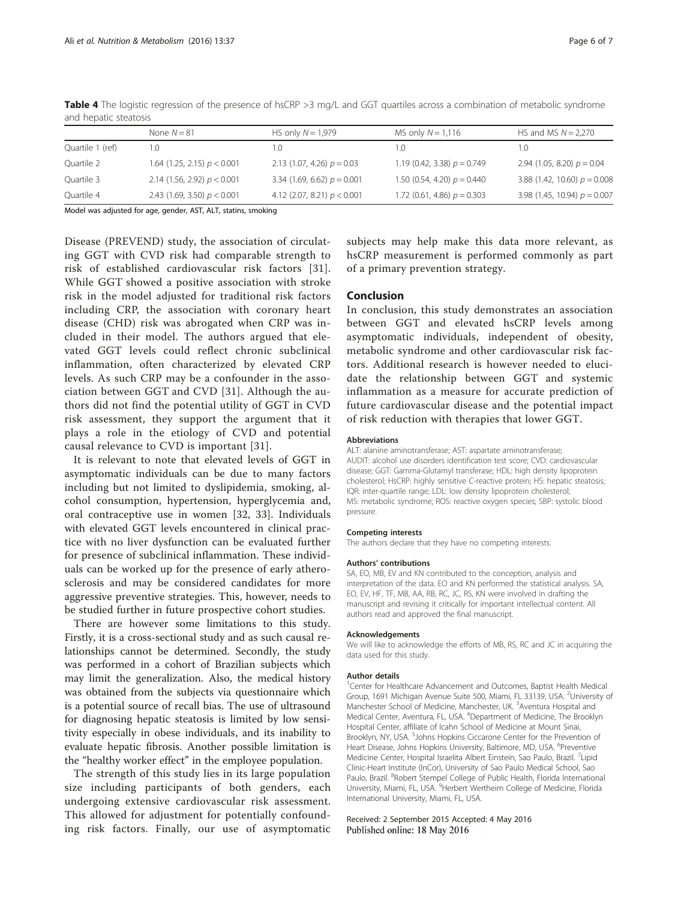**Table 4** The logistic regression of the presence of hsCRP >3 mg/L and GGT quartiles across a combination of metabolic syndrome and hepatic steatosis

| | None $N = 81$ | HS only $N = 1,979$ | MS only $N = 1,116$ | HS and MS $N = 2,270$ |
|---|---|---|---|---|
| Quartile 1 (ref) | 1.0 | 1.0 | 1.0 | 1.0 |
| Quartile 2 | 1.64 (1.25, 2.15) $p < 0.001$ | 2.13 (1.07, 4.26) $p = 0.03$ | 1.19 (0.42, 3.38) $p = 0.749$ | 2.94 (1.05, 8.20) $p = 0.04$ |
| Quartile 3 | 2.14 (1.56, 2.92) $p < 0.001$ | 3.34 (1.69, 6.62) $p = 0.001$ | 1.50 (0.54, 4.20) $p = 0.440$ | 3.88 (1.42, 10.60) $p = 0.008$ |
| Quartile 4 | 2.43 (1.69, 3.50) $p < 0.001$ | 4.12 (2.07, 8.21) $p < 0.001$ | 1.72 (0.61, 4.86) $p = 0.303$ | 3.98 (1.45, 10.94) $p = 0.007$ |

Model was adjusted for age, gender, AST, ALT, statins, smoking

Disease (PREVEND) study, the association of circulating GGT with CVD risk had comparable strength to risk of established cardiovascular risk factors [31]. While GGT showed a positive association with stroke risk in the model adjusted for traditional risk factors including CRP, the association with coronary heart disease (CHD) risk was abrogated when CRP was included in their model. The authors argued that elevated GGT levels could reflect chronic subclinical inflammation, often characterized by elevated CRP levels. As such CRP may be a confounder in the association between GGT and CVD [31]. Although the authors did not find the potential utility of GGT in CVD risk assessment, they support the argument that it plays a role in the etiology of CVD and potential causal relevance to CVD is important [31].

It is relevant to note that elevated levels of GGT in asymptomatic individuals can be due to many factors including but not limited to dyslipidemia, smoking, alcohol consumption, hypertension, hyperglycemia and, oral contraceptive use in women [32, 33]. Individuals with elevated GGT levels encountered in clinical practice with no liver dysfunction can be evaluated further for presence of subclinical inflammation. These individuals can be worked up for the presence of early atherosclerosis and may be considered candidates for more aggressive preventive strategies. This, however, needs to be studied further in future prospective cohort studies.

There are however some limitations to this study. Firstly, it is a cross-sectional study and as such causal relationships cannot be determined. Secondly, the study was performed in a cohort of Brazilian subjects which may limit the generalization. Also, the medical history was obtained from the subjects via questionnaire which is a potential source of recall bias. The use of ultrasound for diagnosing hepatic steatosis is limited by low sensitivity especially in obese individuals, and its inability to evaluate hepatic fibrosis. Another possible limitation is the "healthy worker effect" in the employee population.

The strength of this study lies in its large population size including participants of both genders, each undergoing extensive cardiovascular risk assessment. This allowed for adjustment for potentially confounding risk factors. Finally, our use of asymptomatic subjects may help make this data more relevant, as hsCRP measurement is performed commonly as part of a primary prevention strategy.

## Conclusion

In conclusion, this study demonstrates an association between GGT and elevated hsCRP levels among asymptomatic individuals, independent of obesity, metabolic syndrome and other cardiovascular risk factors. Additional research is however needed to elucidate the relationship between GGT and systemic inflammation as a measure for accurate prediction of future cardiovascular disease and the potential impact of risk reduction with therapies that lower GGT.

#### Abbreviations

ALT: alanine aminotransferase; AST: aspartate aminotransferase; AUDIT: alcohol use disorders identification test score; CVD: cardiovascular disease; GGT: Gamma-Glutamyl transferase; HDL: high density lipoprotein cholesterol; HsCRP: highly sensitive C-reactive protein; HS: hepatic steatosis; IQR: inter-quartile range; LDL: low density lipoprotein cholesterol; MS: metabolic syndrome; ROS: reactive oxygen species; SBP: systolic blood pressure.

#### Competing interests

The authors declare that they have no competing interests.

#### Authors' contributions

SA, EO, MB, EV and KN contributed to the conception, analysis and interpretation of the data. EO and KN performed the statistical analysis. SA, EO, EV, HF, TF, MB, AA, RB, RC, JC, RS, KN were involved in drafting the manuscript and revising it critically for important intellectual content. All authors read and approved the final manuscript.

#### Acknowledgements

We will like to acknowledge the efforts of MB, RS, RC and JC in acquiring the data used for this study.

#### Author details

[1]Center for Healthcare Advancement and Outcomes, Baptist Health Medical Group, 1691 Michigan Avenue Suite 500, Miami, FL 33139, USA. [2]University of Manchester School of Medicine, Manchester, UK. [3]Aventura Hospital and Medical Center, Aventura, FL, USA. [4]Department of Medicine, The Brooklyn Hospital Center, affiliate of Icahn School of Medicine at Mount Sinai, Brooklyn, NY, USA. [5]Johns Hopkins Ciccarone Center for the Prevention of Heart Disease, Johns Hopkins University, Baltimore, MD, USA. [6]Preventive Medicine Center, Hospital Israelita Albert Einstein, Sao Paulo, Brazil. [7]Lipid Clinic-Heart Institute (InCor), University of Sao Paulo Medical School, Sao Paulo, Brazil. [8]Robert Stempel College of Public Health, Florida International University, Miami, FL, USA. [9]Herbert Wertheim College of Medicine, Florida International University, Miami, FL, USA.

Received: 2 September 2015 Accepted: 4 May 2016
Published online: 18 May 2016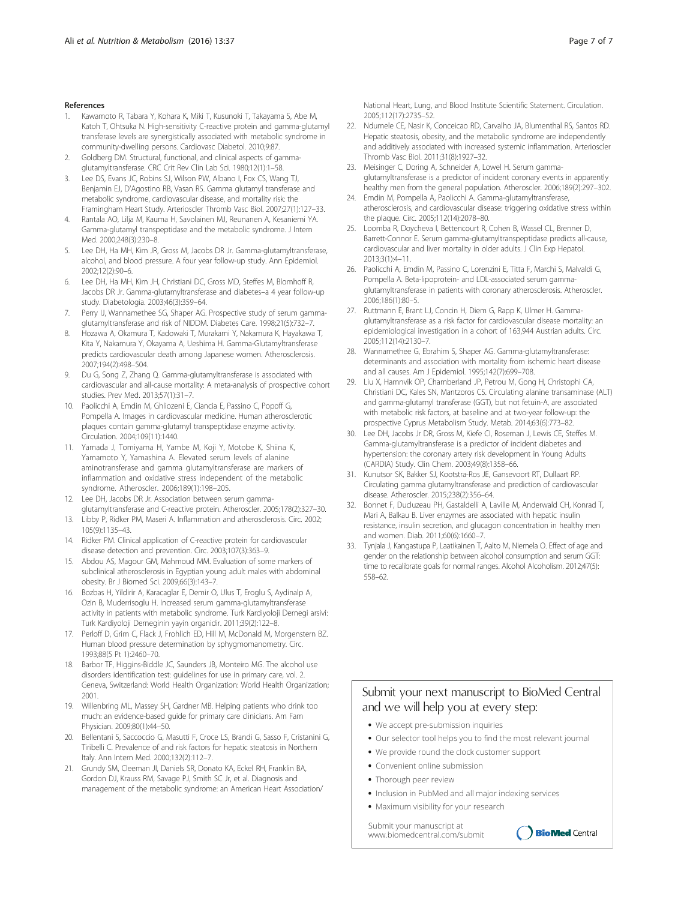## References

1. Kawamoto R, Tabara Y, Kohara K, Miki T, Kusunoki T, Takayama S, Abe M, Katoh T, Ohtsuka N. High-sensitivity C-reactive protein and gamma-glutamyl transferase levels are synergistically associated with metabolic syndrome in community-dwelling persons. Cardiovasc Diabetol. 2010;9:87.
2. Goldberg DM. Structural, functional, and clinical aspects of gamma-glutamyltransferase. CRC Crit Rev Clin Lab Sci. 1980;12(1):1–58.
3. Lee DS, Evans JC, Robins SJ, Wilson PW, Albano I, Fox CS, Wang TJ, Benjamin EJ, D'Agostino RB, Vasan RS. Gamma glutamyl transferase and metabolic syndrome, cardiovascular disease, and mortality risk: the Framingham Heart Study. Arterioscler Thromb Vasc Biol. 2007;27(1):127–33.
4. Rantala AO, Lilja M, Kauma H, Savolainen MJ, Reunanen A, Kesaniemi YA. Gamma-glutamyl transpeptidase and the metabolic syndrome. J Intern Med. 2000;248(3):230–8.
5. Lee DH, Ha MH, Kim JR, Gross M, Jacobs DR Jr. Gamma-glutamyltransferase, alcohol, and blood pressure. A four year follow-up study. Ann Epidemiol. 2002;12(2):90–6.
6. Lee DH, Ha MH, Kim JH, Christiani DC, Gross MD, Steffes M, Blomhoff R, Jacobs DR Jr. Gamma-glutamyltransferase and diabetes–a 4 year follow-up study. Diabetologia. 2003;46(3):359–64.
7. Perry IJ, Wannamethee SG, Shaper AG. Prospective study of serum gamma-glutamyltransferase and risk of NIDDM. Diabetes Care. 1998;21(5):732–7.
8. Hozawa A, Okamura T, Kadowaki T, Murakami Y, Nakamura K, Hayakawa T, Kita Y, Nakamura Y, Okayama A, Ueshima H. Gamma-Glutamyltransferase predicts cardiovascular death among Japanese women. Atherosclerosis. 2007;194(2):498–504.
9. Du G, Song Z, Zhang Q. Gamma-glutamyltransferase is associated with cardiovascular and all-cause mortality: A meta-analysis of prospective cohort studies. Prev Med. 2013;57(1):31–7.
10. Paolicchi A, Emdin M, Ghliozeni E, Ciancia E, Passino C, Popoff G, Pompella A. Images in cardiovascular medicine. Human atherosclerotic plaques contain gamma-glutamyl transpeptidase enzyme activity. Circulation. 2004;109(11):1440.
11. Yamada J, Tomiyama H, Yambe M, Koji Y, Motobe K, Shiina K, Yamamoto Y, Yamashina A. Elevated serum levels of alanine aminotransferase and gamma glutamyltransferase are markers of inflammation and oxidative stress independent of the metabolic syndrome. Atheroscler. 2006;189(1):198–205.
12. Lee DH, Jacobs DR Jr. Association between serum gamma-glutamyltransferase and C-reactive protein. Atheroscler. 2005;178(2):327–30.
13. Libby P, Ridker PM, Maseri A. Inflammation and atherosclerosis. Circ. 2002;105(9):1135–43.
14. Ridker PM. Clinical application of C-reactive protein for cardiovascular disease detection and prevention. Circ. 2003;107(3):363–9.
15. Abdou AS, Magour GM, Mahmoud MM. Evaluation of some markers of subclinical atherosclerosis in Egyptian young adult males with abdominal obesity. Br J Biomed Sci. 2009;66(3):143–7.
16. Bozbas H, Yildirir A, Karacaglar E, Demir O, Ulus T, Eroglu S, Aydinalp A, Ozin B, Muderrisoglu H. Increased serum gamma-glutamyltransferase activity in patients with metabolic syndrome. Turk Kardiyoloji Dernegi arsivi: Turk Kardiyoloji Derneginin yayin organidir. 2011;39(2):122–8.
17. Perloff D, Grim C, Flack J, Frohlich ED, Hill M, McDonald M, Morgenstern BZ. Human blood pressure determination by sphygmomanometry. Circ. 1993;88(5 Pt 1):2460–70.
18. Barbor TF, Higgins-Biddle JC, Saunders JB, Monteiro MG. The alcohol use disorders identification test: guidelines for use in primary care, vol. 2. Geneva, Switzerland: World Health Organization: World Health Organization; 2001.
19. Willenbring ML, Massey SH, Gardner MB. Helping patients who drink too much: an evidence-based guide for primary care clinicians. Am Fam Physician. 2009;80(1):44–50.
20. Bellentani S, Saccoccio G, Masutti F, Croce LS, Brandi G, Sasso F, Cristanini G, Tiribelli C. Prevalence of and risk factors for hepatic steatosis in Northern Italy. Ann Intern Med. 2000;132(2):112–7.
21. Grundy SM, Cleeman JI, Daniels SR, Donato KA, Eckel RH, Franklin BA, Gordon DJ, Krauss RM, Savage PJ, Smith SC Jr, et al. Diagnosis and management of the metabolic syndrome: an American Heart Association/National Heart, Lung, and Blood Institute Scientific Statement. Circulation. 2005;112(17):2735–52.
22. Ndumele CE, Nasir K, Conceicao RD, Carvalho JA, Blumenthal RS, Santos RD. Hepatic steatosis, obesity, and the metabolic syndrome are independently and additively associated with increased systemic inflammation. Arterioscler Thromb Vasc Biol. 2011;31(8):1927–32.
23. Meisinger C, Doring A, Schneider A, Lowel H. Serum gamma-glutamyltransferase is a predictor of incident coronary events in apparently healthy men from the general population. Atheroscler. 2006;189(2):297–302.
24. Emdin M, Pompella A, Paolicchi A. Gamma-glutamyltransferase, atherosclerosis, and cardiovascular disease: triggering oxidative stress within the plaque. Circ. 2005;112(14):2078–80.
25. Loomba R, Doycheva I, Bettencourt R, Cohen B, Wassel CL, Brenner D, Barrett-Connor E. Serum gamma-glutamyltranspeptidase predicts all-cause, cardiovascular and liver mortality in older adults. J Clin Exp Hepatol. 2013;3(1):4–11.
26. Paolicchi A, Emdin M, Passino C, Lorenzini E, Titta F, Marchi S, Malvaldi G, Pompella A. Beta-lipoprotein- and LDL-associated serum gamma-glutamyltransferase in patients with coronary atherosclerosis. Atheroscler. 2006;186(1):80–5.
27. Ruttmann E, Brant LJ, Concin H, Diem G, Rapp K, Ulmer H. Gamma-glutamyltransferase as a risk factor for cardiovascular disease mortality: an epidemiological investigation in a cohort of 163,944 Austrian adults. Circ. 2005;112(14):2130–7.
28. Wannamethee G, Ebrahim S, Shaper AG. Gamma-glutamyltransferase: determinants and association with mortality from ischemic heart disease and all causes. Am J Epidemiol. 1995;142(7):699–708.
29. Liu X, Hamnvik OP, Chamberland JP, Petrou M, Gong H, Christophi CA, Christiani DC, Kales SN, Mantzoros CS. Circulating alanine transaminase (ALT) and gamma-glutamyl transferase (GGT), but not fetuin-A, are associated with metabolic risk factors, at baseline and at two-year follow-up: the prospective Cyprus Metabolism Study. Metab. 2014;63(6):773–82.
30. Lee DH, Jacobs Jr DR, Gross M, Kiefe CI, Roseman J, Lewis CE, Steffes M. Gamma-glutamyltransferase is a predictor of incident diabetes and hypertension: the coronary artery risk development in Young Adults (CARDIA) Study. Clin Chem. 2003;49(8):1358–66.
31. Kunutsor SK, Bakker SJ, Kootstra-Ros JE, Gansevoort RT, Dullaart RP. Circulating gamma glutamyltransferase and prediction of cardiovascular disease. Atheroscler. 2015;238(2):356–64.
32. Bonnet F, Ducluzeau PH, Gastaldelli A, Laville M, Anderwald CH, Konrad T, Mari A, Balkau B. Liver enzymes are associated with hepatic insulin resistance, insulin secretion, and glucagon concentration in healthy men and women. Diab. 2011;60(6):1660–7.
33. Tynjala J, Kangastupa P, Laatikainen T, Aalto M, Niemela O. Effect of age and gender on the relationship between alcohol consumption and serum GGT: time to recalibrate goals for normal ranges. Alcohol Alcoholism. 2012;47(5):558–62.

Submit your next manuscript to BioMed Central and we will help you at every step:

- We accept pre-submission inquiries
- Our selector tool helps you to find the most relevant journal
- We provide round the clock customer support
- Convenient online submission
- Thorough peer review
- Inclusion in PubMed and all major indexing services
- Maximum visibility for your research

Submit your manuscript at
www.biomedcentral.com/submit

BioMed Central